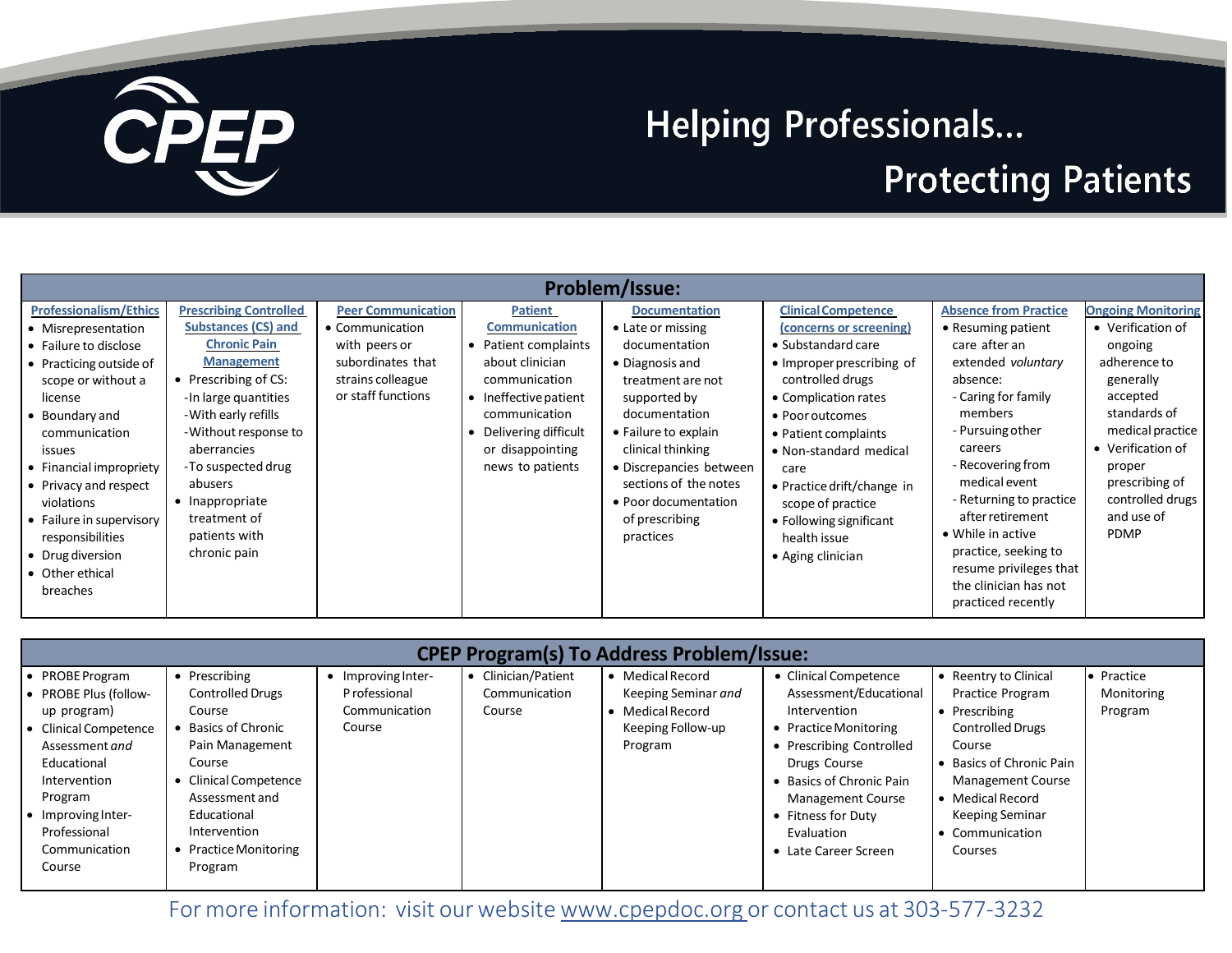# CPEP

## Helping Professionals... Protecting Patients

| Problem/Issue: | | | | | | | |
|---|---|---|---|---|---|---|---|
| **Professionalism/Ethics** | **Prescribing Controlled Substances (CS) and Chronic Pain Management** | **Peer Communication** | **Patient Communication** | **Documentation** | **Clinical Competence (concerns or screening)** | **Absence from Practice** | **Ongoing Monitoring** |
| • Misrepresentation<br>• Failure to disclose<br>• Practicing outside of scope or without a license<br>• Boundary and communication issues<br>• Financial impropriety<br>• Privacy and respect violations<br>• Failure in supervisory responsibilities<br>• Drug diversion<br>• Other ethical breaches | • Prescribing of CS:<br>-In large quantities<br>-With early refills<br>-Without response to aberrancies<br>-To suspected drug abusers<br>• Inappropriate treatment of patients with chronic pain | • Communication with peers or subordinates that strains colleague or staff functions | • Patient complaints about clinician communication<br>• Ineffective patient communication<br>• Delivering difficult or disappointing news to patients | • Late or missing documentation<br>• Diagnosis and treatment are not supported by documentation<br>• Failure to explain clinical thinking<br>• Discrepancies between sections of the notes<br>• Poor documentation of prescribing practices | • Substandard care<br>• Improper prescribing of controlled drugs<br>• Complication rates<br>• Poor outcomes<br>• Patient complaints<br>• Non-standard medical care<br>• Practice drift/change in scope of practice<br>• Following significant health issue<br>• Aging clinician | • Resuming patient care after an extended *voluntary* absence:<br>- Caring for family members<br>- Pursuing other careers<br>- Recovering from medical event<br>- Returning to practice after retirement<br>• While in active practice, seeking to resume privileges that the clinician has not practiced recently | • Verification of ongoing adherence to generally accepted standards of medical practice<br>• Verification of proper prescribing of controlled drugs and use of PDMP |

| CPEP Program(s) To Address Problem/Issue: | | | | | | | |
|---|---|---|---|---|---|---|---|
| • PROBE Program<br>• PROBE Plus (follow-up program)<br>• Clinical Competence Assessment *and* Educational Intervention Program<br>• Improving Inter-Professional Communication Course | • Prescribing Controlled Drugs Course<br>• Basics of Chronic Pain Management Course<br>• Clinical Competence Assessment and Educational Intervention<br>• Practice Monitoring Program | • Improving Inter-Professional Communication Course | • Clinician/Patient Communication Course | • Medical Record Keeping Seminar *and*<br>• Medical Record Keeping Follow-up Program | • Clinical Competence Assessment/Educational Intervention<br>• Practice Monitoring<br>• Prescribing Controlled Drugs Course<br>• Basics of Chronic Pain Management Course<br>• Fitness for Duty Evaluation<br>• Late Career Screen | • Reentry to Clinical Practice Program<br>• Prescribing Controlled Drugs Course<br>• Basics of Chronic Pain Management Course<br>• Medical Record Keeping Seminar<br>• Communication Courses | • Practice Monitoring Program |

For more information: visit our website www.cpepdoc.org or contact us at 303-577-3232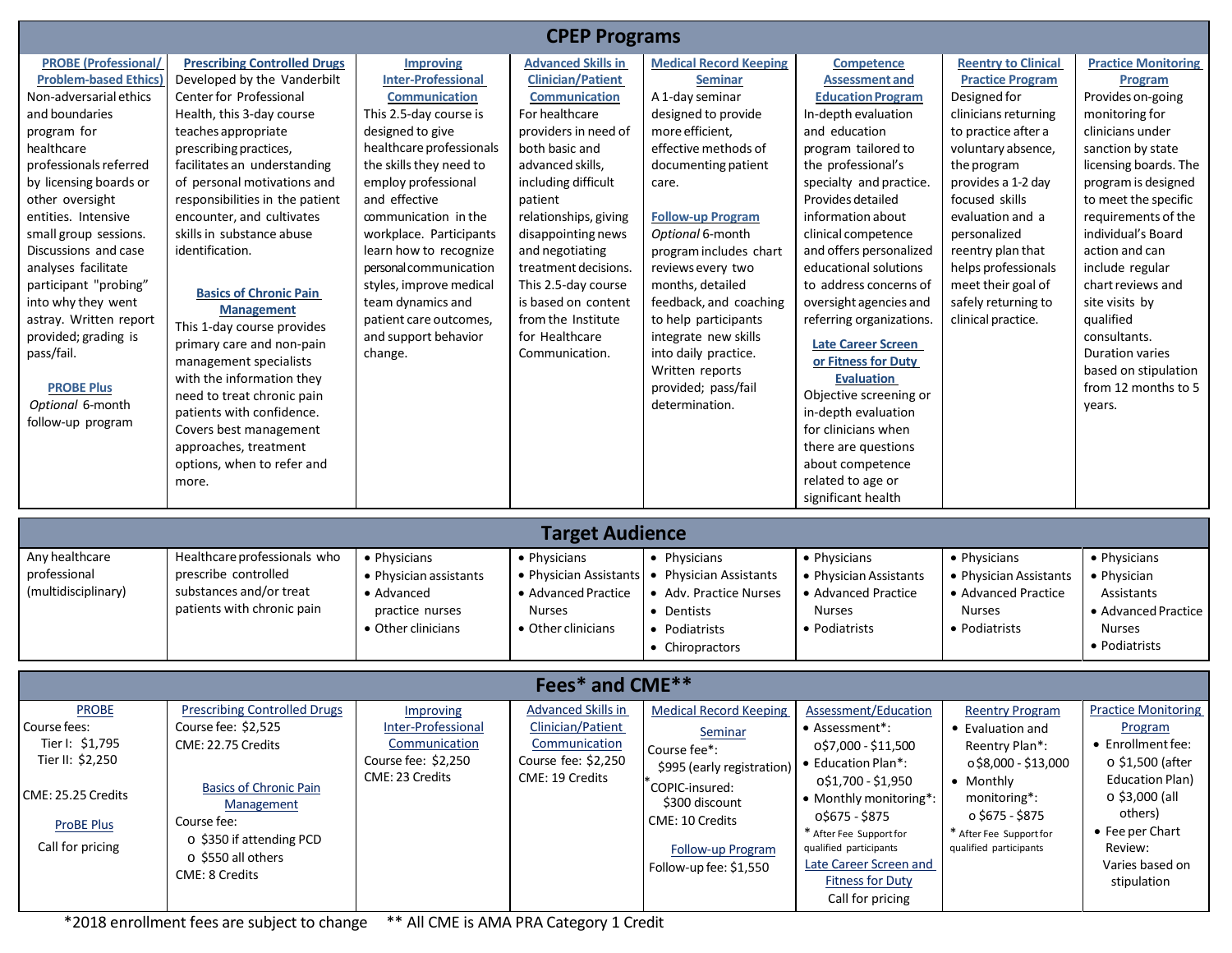# CPEP Programs

| PROBE (Professional/ Problem-based Ethics) | Prescribing Controlled Drugs | Improving Inter-Professional Communication | Advanced Skills in Clinician/Patient Communication | Medical Record Keeping Seminar | Competence Assessment and Education Program | Reentry to Clinical Practice Program | Practice Monitoring Program |
|---|---|---|---|---|---|---|---|
| Non-adversarial ethics and boundaries program for healthcare professionals referred by licensing boards or other oversight entities. Intensive small group sessions. Discussions and case analyses facilitate participant "probing" into why they went astray. Written report provided; grading is pass/fail.<br><br>**PROBE Plus**<br>*Optional* 6-month follow-up program | Developed by the Vanderbilt Center for Professional Health, this 3-day course teaches appropriate prescribing practices, facilitates an understanding of personal motivations and responsibilities in the patient encounter, and cultivates skills in substance abuse identification.<br><br>**Basics of Chronic Pain Management**<br>This 1-day course provides primary care and non-pain management specialists with the information they need to treat chronic pain patients with confidence. Covers best management approaches, treatment options, when to refer and more. | This 2.5-day course is designed to give healthcare professionals the skills they need to employ professional and effective communication in the workplace. Participants learn how to recognize personal communication styles, improve medical team dynamics and patient care outcomes, and support behavior change. | For healthcare providers in need of both basic and advanced skills, including difficult patient relationships, giving disappointing news and negotiating treatment decisions. This 2.5-day course is based on content from the Institute for Healthcare Communication. | A 1-day seminar designed to provide more efficient, effective methods of documenting patient care.<br><br>**Follow-up Program**<br>*Optional* 6-month program includes chart reviews every two months, detailed feedback, and coaching to help participants integrate new skills into daily practice. Written reports provided; pass/fail determination. | In-depth evaluation and education program tailored to the professional's specialty and practice. Provides detailed information about clinical competence and offers personalized educational solutions to address concerns of oversight agencies and referring organizations.<br><br>**Late Career Screen or Fitness for Duty Evaluation**<br>Objective screening or in-depth evaluation for clinicians when there are questions about competence related to age or significant health | Designed for clinicians returning to practice after a voluntary absence, the program provides a 1-2 day focused skills evaluation and a personalized reentry plan that helps professionals meet their goal of safely returning to clinical practice. | Provides on-going monitoring for clinicians under sanction by state licensing boards. The program is designed to meet the specific requirements of the individual's Board action and can include regular chart reviews and site visits by qualified consultants. Duration varies based on stipulation from 12 months to 5 years. |

# Target Audience

| | | | | | | | |
|---|---|---|---|---|---|---|---|
| Any healthcare professional (multidisciplinary) | Healthcare professionals who prescribe controlled substances and/or treat patients with chronic pain | • Physicians<br>• Physician assistants<br>• Advanced practice nurses<br>• Other clinicians | • Physicians<br>• Physician Assistants<br>• Advanced Practice Nurses<br>• Other clinicians | • Physicians<br>• Physician Assistants<br>• Adv. Practice Nurses<br>• Dentists<br>• Podiatrists<br>• Chiropractors | • Physicians<br>• Physician Assistants<br>• Advanced Practice Nurses<br>• Podiatrists | • Physicians<br>• Physician Assistants<br>• Advanced Practice Nurses<br>• Podiatrists | • Physicians<br>• Physician Assistants<br>• Advanced Practice Nurses<br>• Podiatrists |

# Fees* and CME**

| | | | | | | | |
|---|---|---|---|---|---|---|---|
| **PROBE**<br>Course fees:<br>Tier I: $1,795<br>Tier II: $2,250<br><br>CME: 25.25 Credits<br><br>**ProBE Plus**<br>Call for pricing | **Prescribing Controlled Drugs**<br>Course fee: $2,525<br>CME: 22.75 Credits<br><br>**Basics of Chronic Pain Management**<br>Course fee:<br>o $350 if attending PCD<br>o $550 all others<br>CME: 8 Credits | **Improving Inter-Professional Communication**<br>Course fee: $2,250<br>CME: 23 Credits | **Advanced Skills in Clinician/Patient Communication**<br>Course fee: $2,250<br>CME: 19 Credits | **Medical Record Keeping Seminar**<br>Course fee*:<br>$995 (early registration)<br>*COPIC-insured: $300 discount<br>CME: 10 Credits<br><br>**Follow-up Program**<br>Follow-up fee: $1,550 | **Assessment/Education**<br>• Assessment*:<br>o $7,000 - $11,500<br>• Education Plan*:<br>o $1,700 - $1,950<br>• Monthly monitoring*:<br>o $675 - $875<br>* After Fee Support for qualified participants<br><br>**Late Career Screen and Fitness for Duty**<br>Call for pricing | **Reentry Program**<br>• Evaluation and Reentry Plan*:<br>o $8,000 - $13,000<br>• Monthly monitoring*:<br>o $675 - $875<br>* After Fee Support for qualified participants | **Practice Monitoring Program**<br>• Enrollment fee:<br>o $1,500 (after Education Plan)<br>o $3,000 (all others)<br>• Fee per Chart Review:<br>Varies based on stipulation |

*2018 enrollment fees are subject to change ** All CME is AMA PRA Category 1 Credit